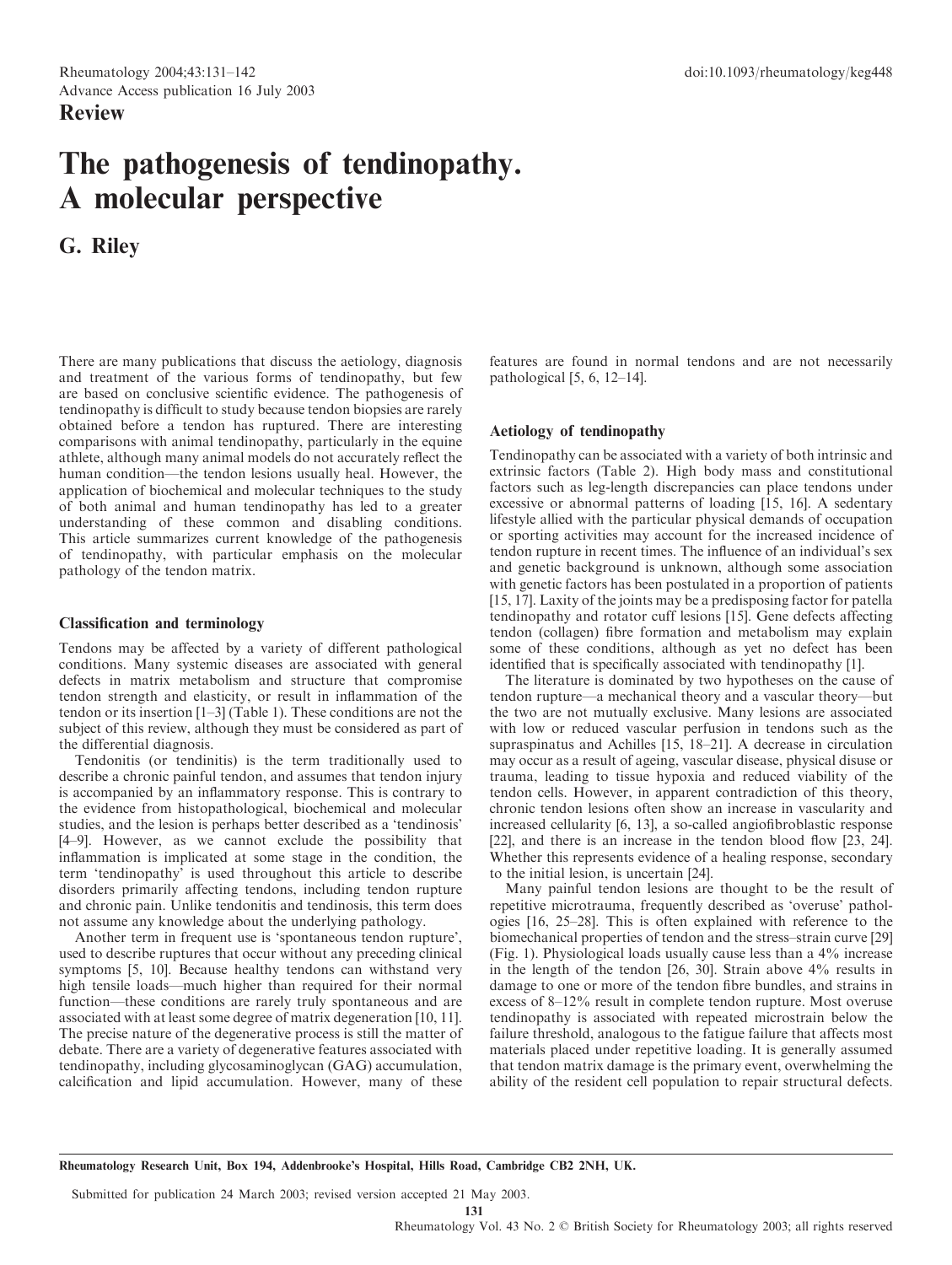Review

# The pathogenesis of tendinopathy. A molecular perspective

## G. Riley

There are many publications that discuss the aetiology, diagnosis and treatment of the various forms of tendinopathy, but few are based on conclusive scientific evidence. The pathogenesis of tendinopathy is difficult to study because tendon biopsies are rarely obtained before a tendon has ruptured. There are interesting comparisons with animal tendinopathy, particularly in the equine athlete, although many animal models do not accurately reflect the human condition—the tendon lesions usually heal. However, the application of biochemical and molecular techniques to the study of both animal and human tendinopathy has led to a greater understanding of these common and disabling conditions. This article summarizes current knowledge of the pathogenesis of tendinopathy, with particular emphasis on the molecular pathology of the tendon matrix.

### Classification and terminology

Tendons may be affected by a variety of different pathological conditions. Many systemic diseases are associated with general defects in matrix metabolism and structure that compromise tendon strength and elasticity, or result in inflammation of the tendon or its insertion [1–3] (Table 1). These conditions are not the subject of this review, although they must be considered as part of the differential diagnosis.

Tendonitis (or tendinitis) is the term traditionally used to describe a chronic painful tendon, and assumes that tendon injury is accompanied by an inflammatory response. This is contrary to the evidence from histopathological, biochemical and molecular studies, and the lesion is perhaps better described as a 'tendinosis' [4–9]. However, as we cannot exclude the possibility that inflammation is implicated at some stage in the condition, the term 'tendinopathy' is used throughout this article to describe disorders primarily affecting tendons, including tendon rupture and chronic pain. Unlike tendonitis and tendinosis, this term does not assume any knowledge about the underlying pathology.

Another term in frequent use is 'spontaneous tendon rupture', used to describe ruptures that occur without any preceding clinical symptoms [5, 10]. Because healthy tendons can withstand very high tensile loads—much higher than required for their normal function—these conditions are rarely truly spontaneous and are associated with at least some degree of matrix degeneration [10, 11]. The precise nature of the degenerative process is still the matter of debate. There are a variety of degenerative features associated with tendinopathy, including glycosaminoglycan (GAG) accumulation, calcification and lipid accumulation. However, many of these features are found in normal tendons and are not necessarily pathological [5, 6, 12–14].

### Aetiology of tendinopathy

Tendinopathy can be associated with a variety of both intrinsic and extrinsic factors (Table 2). High body mass and constitutional factors such as leg-length discrepancies can place tendons under excessive or abnormal patterns of loading [15, 16]. A sedentary lifestyle allied with the particular physical demands of occupation or sporting activities may account for the increased incidence of tendon rupture in recent times. The influence of an individual's sex and genetic background is unknown, although some association with genetic factors has been postulated in a proportion of patients [15, 17]. Laxity of the joints may be a predisposing factor for patella tendinopathy and rotator cuff lesions [15]. Gene defects affecting tendon (collagen) fibre formation and metabolism may explain some of these conditions, although as yet no defect has been identified that is specifically associated with tendinopathy [1].

The literature is dominated by two hypotheses on the cause of tendon rupture—a mechanical theory and a vascular theory—but the two are not mutually exclusive. Many lesions are associated with low or reduced vascular perfusion in tendons such as the supraspinatus and Achilles [15, 18–21]. A decrease in circulation may occur as a result of ageing, vascular disease, physical disuse or trauma, leading to tissue hypoxia and reduced viability of the tendon cells. However, in apparent contradiction of this theory, chronic tendon lesions often show an increase in vascularity and increased cellularity [6, 13], a so-called angiofibroblastic response [22], and there is an increase in the tendon blood flow [23, 24]. Whether this represents evidence of a healing response, secondary to the initial lesion, is uncertain [24].

Many painful tendon lesions are thought to be the result of repetitive microtrauma, frequently described as 'overuse' pathologies [16, 25–28]. This is often explained with reference to the biomechanical properties of tendon and the stress–strain curve [29] (Fig. 1). Physiological loads usually cause less than a 4% increase in the length of the tendon [26, 30]. Strain above 4% results in damage to one or more of the tendon fibre bundles, and strains in excess of 8–12% result in complete tendon rupture. Most overuse tendinopathy is associated with repeated microstrain below the failure threshold, analogous to the fatigue failure that affects most materials placed under repetitive loading. It is generally assumed that tendon matrix damage is the primary event, overwhelming the ability of the resident cell population to repair structural defects.

Rheumatology Research Unit, Box 194, Addenbrooke's Hospital, Hills Road, Cambridge CB2 2NH, UK.

Submitted for publication 24 March 2003; revised version accepted 21 May 2003.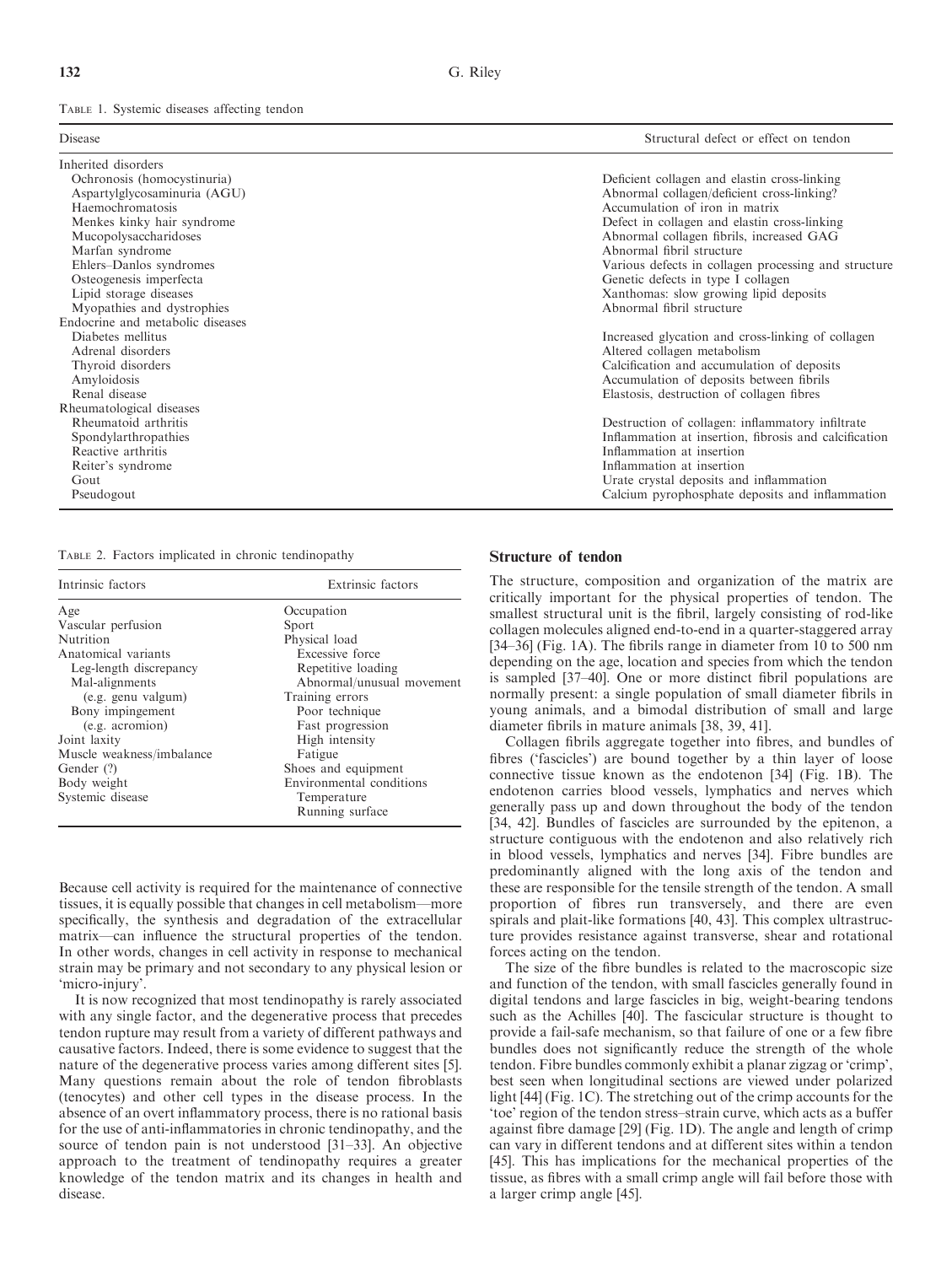TABLE 1. Systemic diseases affecting tendon

| Disease | Structural defect or effect on tendon |
|---|---|
| Inherited disorders | |
| Ochronosis (homocystinuria) | Deficient collagen and elastin cross-linking |
| Aspartylglycosaminuria (AGU) | Abnormal collagen/deficient cross-linking? |
| Haemochromatosis | Accumulation of iron in matrix |
| Menkes kinky hair syndrome | Defect in collagen and elastin cross-linking |
| Mucopolysaccharidoses | Abnormal collagen fibrils, increased GAG |
| Marfan syndrome | Abnormal fibril structure |
| Ehlers–Danlos syndromes | Various defects in collagen processing and structure |
| Osteogenesis imperfecta | Genetic defects in type I collagen |
| Lipid storage diseases | Xanthomas: slow growing lipid deposits |
| Myopathies and dystrophies | Abnormal fibril structure |
| Endocrine and metabolic diseases | |
| Diabetes mellitus | Increased glycation and cross-linking of collagen |
| Adrenal disorders | Altered collagen metabolism |
| Thyroid disorders | Calcification and accumulation of deposits |
| Amyloidosis | Accumulation of deposits between fibrils |
| Renal disease | Elastosis, destruction of collagen fibres |
| Rheumatological diseases | |
| Rheumatoid arthritis | Destruction of collagen: inflammatory infiltrate |
| Spondylarthropathies | Inflammation at insertion, fibrosis and calcification |
| Reactive arthritis | Inflammation at insertion |
| Reiter's syndrome | Inflammation at insertion |
| Gout | Urate crystal deposits and inflammation |
| Pseudogout | Calcium pyrophosphate deposits and inflammation |

TABLE 2. Factors implicated in chronic tendinopathy

| Intrinsic factors | Extrinsic factors |
|---|---|
| Age | Occupation |
| Vascular perfusion | Sport |
| Nutrition | Physical load |
| Anatomical variants | Excessive force |
| Leg-length discrepancy | Repetitive loading |
| Mal-alignments | Abnormal/unusual movement |
| (e.g. genu valgum) | Training errors |
| Bony impingement | Poor technique |
| (e.g. acromion) | Fast progression |
| Joint laxity | High intensity |
| Muscle weakness/imbalance | Fatigue |
| Gender (?) | Shoes and equipment |
| Body weight | Environmental conditions |
| Systemic disease | Temperature |
| | Running surface |

Because cell activity is required for the maintenance of connective tissues, it is equally possible that changes in cell metabolism—more specifically, the synthesis and degradation of the extracellular matrix—can influence the structural properties of the tendon. In other words, changes in cell activity in response to mechanical strain may be primary and not secondary to any physical lesion or 'micro-injury'.

It is now recognized that most tendinopathy is rarely associated with any single factor, and the degenerative process that precedes tendon rupture may result from a variety of different pathways and causative factors. Indeed, there is some evidence to suggest that the nature of the degenerative process varies among different sites [5]. Many questions remain about the role of tendon fibroblasts (tenocytes) and other cell types in the disease process. In the absence of an overt inflammatory process, there is no rational basis for the use of anti-inflammatories in chronic tendinopathy, and the source of tendon pain is not understood [31–33]. An objective approach to the treatment of tendinopathy requires a greater knowledge of the tendon matrix and its changes in health and disease.

## Structure of tendon

The structure, composition and organization of the matrix are critically important for the physical properties of tendon. The smallest structural unit is the fibril, largely consisting of rod-like collagen molecules aligned end-to-end in a quarter-staggered array [34–36] (Fig. 1A). The fibrils range in diameter from 10 to 500 nm depending on the age, location and species from which the tendon is sampled [37–40]. One or more distinct fibril populations are normally present: a single population of small diameter fibrils in young animals, and a bimodal distribution of small and large diameter fibrils in mature animals [38, 39, 41].

Collagen fibrils aggregate together into fibres, and bundles of fibres ('fascicles') are bound together by a thin layer of loose connective tissue known as the endotenon [34] (Fig. 1B). The endotenon carries blood vessels, lymphatics and nerves which generally pass up and down throughout the body of the tendon [34, 42]. Bundles of fascicles are surrounded by the epitenon, a structure contiguous with the endotenon and also relatively rich in blood vessels, lymphatics and nerves [34]. Fibre bundles are predominantly aligned with the long axis of the tendon and these are responsible for the tensile strength of the tendon. A small proportion of fibres run transversely, and there are even spirals and plait-like formations [40, 43]. This complex ultrastructure provides resistance against transverse, shear and rotational forces acting on the tendon.

The size of the fibre bundles is related to the macroscopic size and function of the tendon, with small fascicles generally found in digital tendons and large fascicles in big, weight-bearing tendons such as the Achilles [40]. The fascicular structure is thought to provide a fail-safe mechanism, so that failure of one or a few fibre bundles does not significantly reduce the strength of the whole tendon. Fibre bundles commonly exhibit a planar zigzag or 'crimp', best seen when longitudinal sections are viewed under polarized light [44] (Fig. 1C). The stretching out of the crimp accounts for the 'toe' region of the tendon stress–strain curve, which acts as a buffer against fibre damage [29] (Fig. 1D). The angle and length of crimp can vary in different tendons and at different sites within a tendon [45]. This has implications for the mechanical properties of the tissue, as fibres with a small crimp angle will fail before those with a larger crimp angle [45].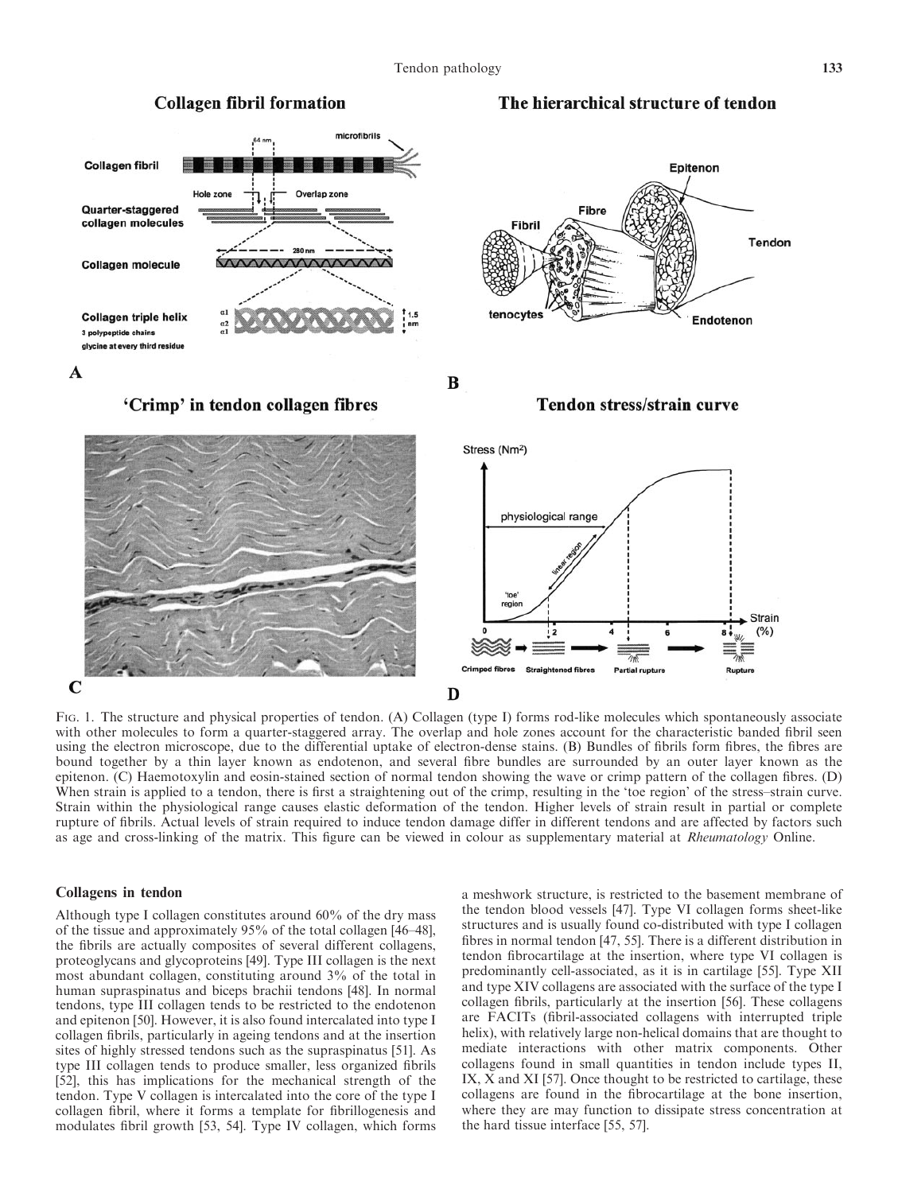Fig. 1. The structure and physical properties of tendon. (A) Collagen (type I) forms rod-like molecules which spontaneously associate with other molecules to form a quarter-staggered array. The overlap and hole zones account for the characteristic banded fibril seen using the electron microscope, due to the differential uptake of electron-dense stains. (B) Bundles of fibrils form fibres, the fibres are bound together by a thin layer known as endotenon, and several fibre bundles are surrounded by an outer layer known as the epitenon. (C) Haemotoxylin and eosin-stained section of normal tendon showing the wave or crimp pattern of the collagen fibres. (D) When strain is applied to a tendon, there is first a straightening out of the crimp, resulting in the 'toe region' of the stress–strain curve. Strain within the physiological range causes elastic deformation of the tendon. Higher levels of strain result in partial or complete rupture of fibrils. Actual levels of strain required to induce tendon damage differ in different tendons and are affected by factors such as age and cross-linking of the matrix. This figure can be viewed in colour as supplementary material at *Rheumatology* Online.

## Collagens in tendon

Although type I collagen constitutes around 60% of the dry mass of the tissue and approximately 95% of the total collagen [46–48], the fibrils are actually composites of several different collagens, proteoglycans and glycoproteins [49]. Type III collagen is the next most abundant collagen, constituting around 3% of the total in human supraspinatus and biceps brachii tendons [48]. In normal tendons, type III collagen tends to be restricted to the endotenon and epitenon [50]. However, it is also found intercalated into type I collagen fibrils, particularly in ageing tendons and at the insertion sites of highly stressed tendons such as the supraspinatus [51]. As type III collagen tends to produce smaller, less organized fibrils [52], this has implications for the mechanical strength of the tendon. Type V collagen is intercalated into the core of the type I collagen fibril, where it forms a template for fibrillogenesis and modulates fibril growth [53, 54]. Type IV collagen, which forms a meshwork structure, is restricted to the basement membrane of the tendon blood vessels [47]. Type VI collagen forms sheet-like structures and is usually found co-distributed with type I collagen fibres in normal tendon [47, 55]. There is a different distribution in tendon fibrocartilage at the insertion, where type VI collagen is predominantly cell-associated, as it is in cartilage [55]. Type XII and type XIV collagens are associated with the surface of the type I collagen fibrils, particularly at the insertion [56]. These collagens are FACITs (fibril-associated collagens with interrupted triple helix), with relatively large non-helical domains that are thought to mediate interactions with other matrix components. Other collagens found in small quantities in tendon include types II, IX, X and XI [57]. Once thought to be restricted to cartilage, these collagens are found in the fibrocartilage at the bone insertion, where they are may function to dissipate stress concentration at the hard tissue interface [55, 57].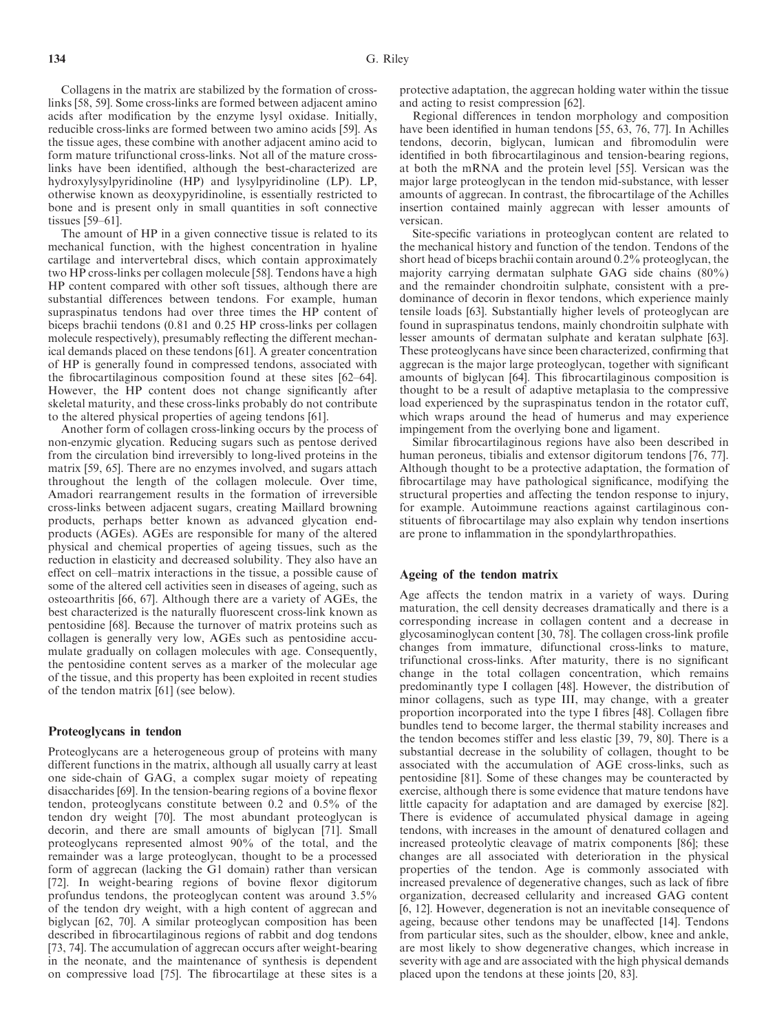Collagens in the matrix are stabilized by the formation of cross-links [58, 59]. Some cross-links are formed between adjacent amino acids after modification by the enzyme lysyl oxidase. Initially, reducible cross-links are formed between two amino acids [59]. As the tissue ages, these combine with another adjacent amino acid to form mature trifunctional cross-links. Not all of the mature cross-links have been identified, although the best-characterized are hydroxylysylpyridinoline (HP) and lysylpyridinoline (LP). LP, otherwise known as deoxypyridinoline, is essentially restricted to bone and is present only in small quantities in soft connective tissues [59–61].

The amount of HP in a given connective tissue is related to its mechanical function, with the highest concentration in hyaline cartilage and intervertebral discs, which contain approximately two HP cross-links per collagen molecule [58]. Tendons have a high HP content compared with other soft tissues, although there are substantial differences between tendons. For example, human supraspinatus tendons had over three times the HP content of biceps brachii tendons (0.81 and 0.25 HP cross-links per collagen molecule respectively), presumably reflecting the different mechanical demands placed on these tendons [61]. A greater concentration of HP is generally found in compressed tendons, associated with the fibrocartilaginous composition found at these sites [62–64]. However, the HP content does not change significantly after skeletal maturity, and these cross-links probably do not contribute to the altered physical properties of ageing tendons [61].

Another form of collagen cross-linking occurs by the process of non-enzymic glycation. Reducing sugars such as pentose derived from the circulation bind irreversibly to long-lived proteins in the matrix [59, 65]. There are no enzymes involved, and sugars attach throughout the length of the collagen molecule. Over time, Amadori rearrangement results in the formation of irreversible cross-links between adjacent sugars, creating Maillard browning products, perhaps better known as advanced glycation end-products (AGEs). AGEs are responsible for many of the altered physical and chemical properties of ageing tissues, such as the reduction in elasticity and decreased solubility. They also have an effect on cell–matrix interactions in the tissue, a possible cause of some of the altered cell activities seen in diseases of ageing, such as osteoarthritis [66, 67]. Although there are a variety of AGEs, the best characterized is the naturally fluorescent cross-link known as pentosidine [68]. Because the turnover of matrix proteins such as collagen is generally very low, AGEs such as pentosidine accumulate gradually on collagen molecules with age. Consequently, the pentosidine content serves as a marker of the molecular age of the tissue, and this property has been exploited in recent studies of the tendon matrix [61] (see below).

## Proteoglycans in tendon

Proteoglycans are a heterogeneous group of proteins with many different functions in the matrix, although all usually carry at least one side-chain of GAG, a complex sugar moiety of repeating disaccharides [69]. In the tension-bearing regions of a bovine flexor tendon, proteoglycans constitute between 0.2 and 0.5% of the tendon dry weight [70]. The most abundant proteoglycan is decorin, and there are small amounts of biglycan [71]. Small proteoglycans represented almost 90% of the total, and the remainder was a large proteoglycan, thought to be a processed form of aggrecan (lacking the G1 domain) rather than versican [72]. In weight-bearing regions of bovine flexor digitorum profundus tendons, the proteoglycan content was around 3.5% of the tendon dry weight, with a high content of aggrecan and biglycan [62, 70]. A similar proteoglycan composition has been described in fibrocartilaginous regions of rabbit and dog tendons [73, 74]. The accumulation of aggrecan occurs after weight-bearing in the neonate, and the maintenance of synthesis is dependent on compressive load [75]. The fibrocartilage at these sites is a protective adaptation, the aggrecan holding water within the tissue and acting to resist compression [62].

Regional differences in tendon morphology and composition have been identified in human tendons [55, 63, 76, 77]. In Achilles tendons, decorin, biglycan, lumican and fibromodulin were identified in both fibrocartilaginous and tension-bearing regions, at both the mRNA and the protein level [55]. Versican was the major large proteoglycan in the tendon mid-substance, with lesser amounts of aggrecan. In contrast, the fibrocartilage of the Achilles insertion contained mainly aggrecan with lesser amounts of versican.

Site-specific variations in proteoglycan content are related to the mechanical history and function of the tendon. Tendons of the short head of biceps brachii contain around 0.2% proteoglycan, the majority carrying dermatan sulphate GAG side chains (80%) and the remainder chondroitin sulphate, consistent with a predominance of decorin in flexor tendons, which experience mainly tensile loads [63]. Substantially higher levels of proteoglycan are found in supraspinatus tendons, mainly chondroitin sulphate with lesser amounts of dermatan sulphate and keratan sulphate [63]. These proteoglycans have since been characterized, confirming that aggrecan is the major large proteoglycan, together with significant amounts of biglycan [64]. This fibrocartilaginous composition is thought to be a result of adaptive metaplasia to the compressive load experienced by the supraspinatus tendon in the rotator cuff, which wraps around the head of humerus and may experience impingement from the overlying bone and ligament.

Similar fibrocartilaginous regions have also been described in human peroneus, tibialis and extensor digitorum tendons [76, 77]. Although thought to be a protective adaptation, the formation of fibrocartilage may have pathological significance, modifying the structural properties and affecting the tendon response to injury, for example. Autoimmune reactions against cartilaginous constituents of fibrocartilage may also explain why tendon insertions are prone to inflammation in the spondylarthropathies.

## Ageing of the tendon matrix

Age affects the tendon matrix in a variety of ways. During maturation, the cell density decreases dramatically and there is a corresponding increase in collagen content and a decrease in glycosaminoglycan content [30, 78]. The collagen cross-link profile changes from immature, difunctional cross-links to mature, trifunctional cross-links. After maturity, there is no significant change in the total collagen concentration, which remains predominantly type I collagen [48]. However, the distribution of minor collagens, such as type III, may change, with a greater proportion incorporated into the type I fibres [48]. Collagen fibre bundles tend to become larger, the thermal stability increases and the tendon becomes stiffer and less elastic [39, 79, 80]. There is a substantial decrease in the solubility of collagen, thought to be associated with the accumulation of AGE cross-links, such as pentosidine [81]. Some of these changes may be counteracted by exercise, although there is some evidence that mature tendons have little capacity for adaptation and are damaged by exercise [82]. There is evidence of accumulated physical damage in ageing tendons, with increases in the amount of denatured collagen and increased proteolytic cleavage of matrix components [86]; these changes are all associated with deterioration in the physical properties of the tendon. Age is commonly associated with increased prevalence of degenerative changes, such as lack of fibre organization, decreased cellularity and increased GAG content [6, 12]. However, degeneration is not an inevitable consequence of ageing, because other tendons may be unaffected [14]. Tendons from particular sites, such as the shoulder, elbow, knee and ankle, are most likely to show degenerative changes, which increase in severity with age and are associated with the high physical demands placed upon the tendons at these joints [20, 83].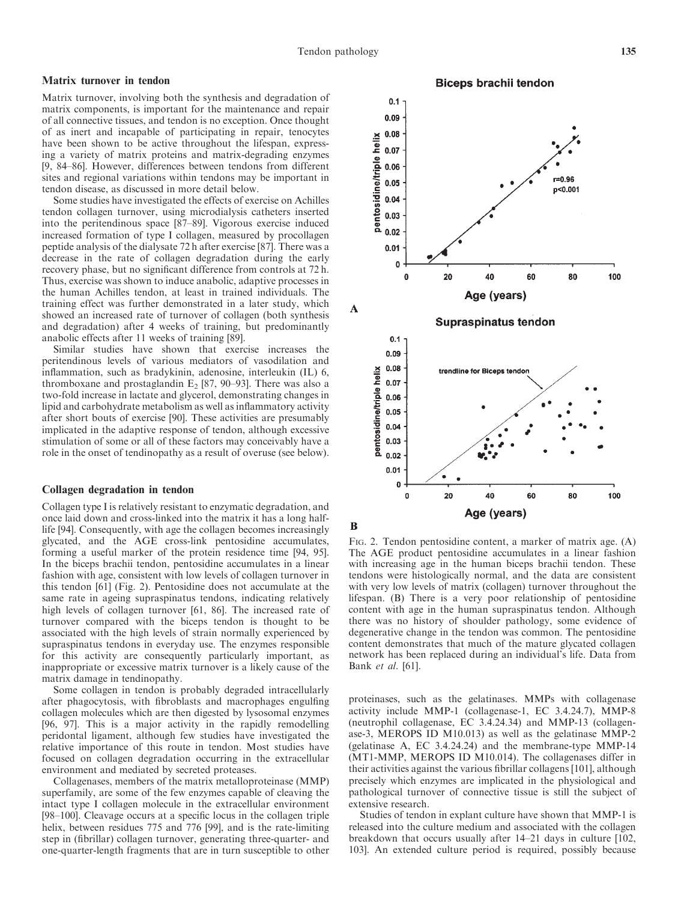## Matrix turnover in tendon

Matrix turnover, involving both the synthesis and degradation of matrix components, is important for the maintenance and repair of all connective tissues, and tendon is no exception. Once thought of as inert and incapable of participating in repair, tenocytes have been shown to be active throughout the lifespan, expressing a variety of matrix proteins and matrix-degrading enzymes [9, 84–86]. However, differences between tendons from different sites and regional variations within tendons may be important in tendon disease, as discussed in more detail below.

Some studies have investigated the effects of exercise on Achilles tendon collagen turnover, using microdialysis catheters inserted into the peritendinous space [87–89]. Vigorous exercise induced increased formation of type I collagen, measured by procollagen peptide analysis of the dialysate 72 h after exercise [87]. There was a decrease in the rate of collagen degradation during the early recovery phase, but no significant difference from controls at 72 h. Thus, exercise was shown to induce anabolic, adaptive processes in the human Achilles tendon, at least in trained individuals. The training effect was further demonstrated in a later study, which showed an increased rate of turnover of collagen (both synthesis and degradation) after 4 weeks of training, but predominantly anabolic effects after 11 weeks of training [89].

Similar studies have shown that exercise increases the peritendinous levels of various mediators of vasodilation and inflammation, such as bradykinin, adenosine, interleukin (IL) 6, thromboxane and prostaglandin $E_2$ [87, 90–93]. There was also a two-fold increase in lactate and glycerol, demonstrating changes in lipid and carbohydrate metabolism as well as inflammatory activity after short bouts of exercise [90]. These activities are presumably implicated in the adaptive response of tendon, although excessive stimulation of some or all of these factors may conceivably have a role in the onset of tendinopathy as a result of overuse (see below).

## Collagen degradation in tendon

Collagen type I is relatively resistant to enzymatic degradation, and once laid down and cross-linked into the matrix it has a long half-life [94]. Consequently, with age the collagen becomes increasingly glycated, and the AGE cross-link pentosidine accumulates, forming a useful marker of the protein residence time [94, 95]. In the biceps brachii tendon, pentosidine accumulates in a linear fashion with age, consistent with low levels of collagen turnover in this tendon [61] (Fig. 2). Pentosidine does not accumulate at the same rate in ageing supraspinatus tendons, indicating relatively high levels of collagen turnover [61, 86]. The increased rate of turnover compared with the biceps tendon is thought to be associated with the high levels of strain normally experienced by supraspinatus tendons in everyday use. The enzymes responsible for this activity are consequently particularly important, as inappropriate or excessive matrix turnover is a likely cause of the matrix damage in tendinopathy.

Some collagen in tendon is probably degraded intracellularly after phagocytosis, with fibroblasts and macrophages engulfing collagen molecules which are then digested by lysosomal enzymes [96, 97]. This is a major activity in the rapidly remodelling peridontal ligament, although few studies have investigated the relative importance of this route in tendon. Most studies have focused on collagen degradation occurring in the extracellular environment and mediated by secreted proteases.

Collagenases, members of the matrix metalloproteinase (MMP) superfamily, are some of the few enzymes capable of cleaving the intact type I collagen molecule in the extracellular environment [98–100]. Cleavage occurs at a specific locus in the collagen triple helix, between residues 775 and 776 [99], and is the rate-limiting step in (fibrillar) collagen turnover, generating three-quarter- and one-quarter-length fragments that are in turn susceptible to other proteinases, such as the gelatinases. MMPs with collagenase activity include MMP-1 (collagenase-1, EC 3.4.24.7), MMP-8 (neutrophil collagenase, EC 3.4.24.34) and MMP-13 (collagenase-3, MEROPS ID M10.013) as well as the gelatinase MMP-2 (gelatinase A, EC 3.4.24.24) and the membrane-type MMP-14 (MT1-MMP, MEROPS ID M10.014). The collagenases differ in their activities against the various fibrillar collagens [101], although precisely which enzymes are implicated in the physiological and pathological turnover of connective tissue is still the subject of extensive research.

Studies of tendon in explant culture have shown that MMP-1 is released into the culture medium and associated with the collagen breakdown that occurs usually after 14–21 days in culture [102, 103]. An extended culture period is required, possibly because

Fig. 2. Tendon pentosidine content, a marker of matrix age. (A) The AGE product pentosidine accumulates in a linear fashion with increasing age in the human biceps brachii tendon. These tendons were histologically normal, and the data are consistent with very low levels of matrix (collagen) turnover throughout the lifespan. (B) There is a very poor relationship of pentosidine content with age in the human supraspinatus tendon. Although there was no history of shoulder pathology, some evidence of degenerative change in the tendon was common. The pentosidine content demonstrates that much of the mature glycated collagen network has been replaced during an individual's life. Data from Bank *et al.* [61].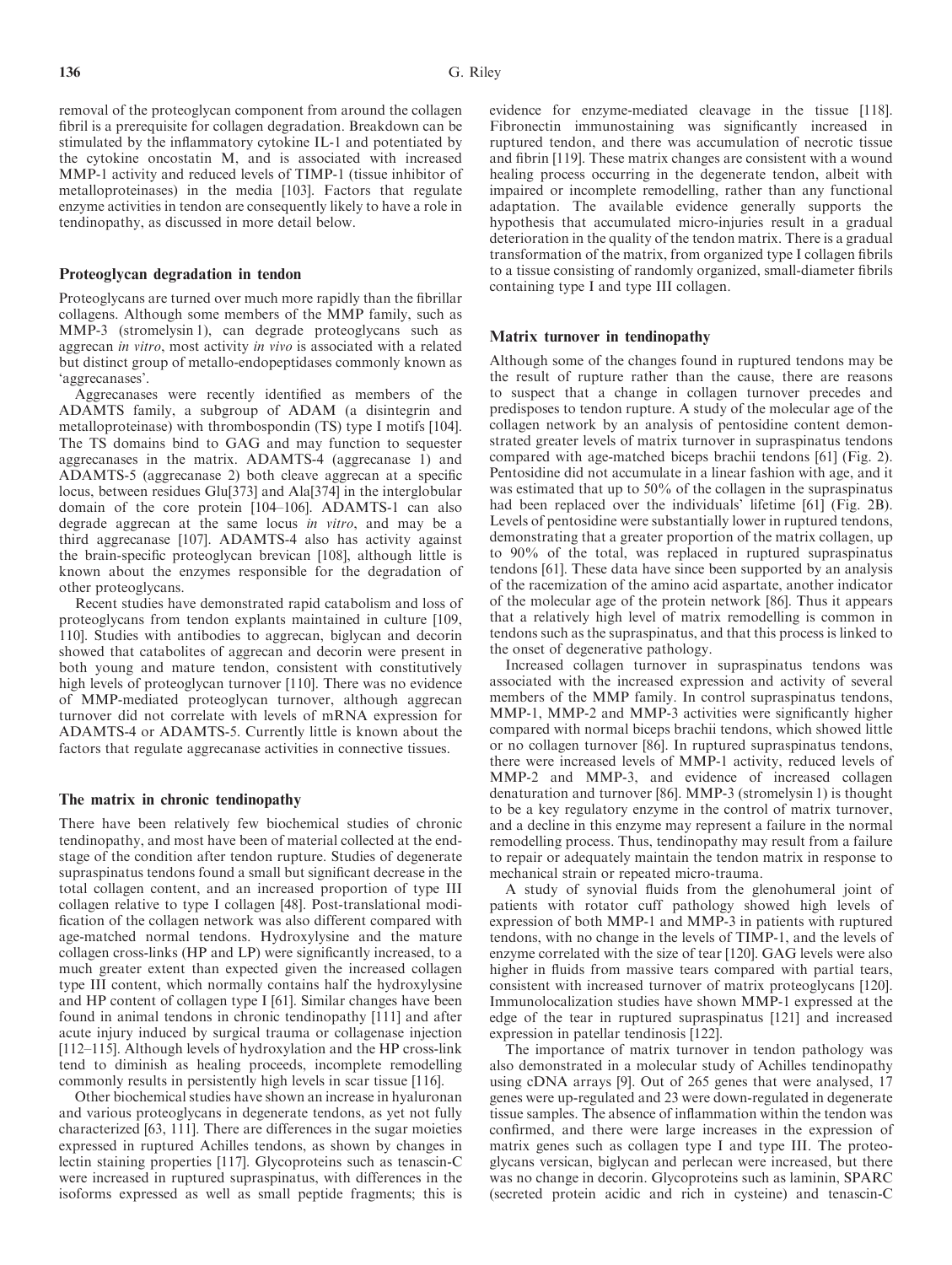removal of the proteoglycan component from around the collagen fibril is a prerequisite for collagen degradation. Breakdown can be stimulated by the inflammatory cytokine IL-1 and potentiated by the cytokine oncostatin M, and is associated with increased MMP-1 activity and reduced levels of TIMP-1 (tissue inhibitor of metalloproteinases) in the media [103]. Factors that regulate enzyme activities in tendon are consequently likely to have a role in tendinopathy, as discussed in more detail below.

## Proteoglycan degradation in tendon

Proteoglycans are turned over much more rapidly than the fibrillar collagens. Although some members of the MMP family, such as MMP-3 (stromelysin 1), can degrade proteoglycans such as aggrecan *in vitro*, most activity *in vivo* is associated with a related but distinct group of metallo-endopeptidases commonly known as 'aggrecanases'.

Aggrecanases were recently identified as members of the ADAMTS family, a subgroup of ADAM (a disintegrin and metalloproteinase) with thrombospondin (TS) type I motifs [104]. The TS domains bind to GAG and may function to sequester aggrecanases in the matrix. ADAMTS-4 (aggrecanase 1) and ADAMTS-5 (aggrecanase 2) both cleave aggrecan at a specific locus, between residues Glu[373] and Ala[374] in the interglobular domain of the core protein [104–106]. ADAMTS-1 can also degrade aggrecan at the same locus *in vitro*, and may be a third aggrecanase [107]. ADAMTS-4 also has activity against the brain-specific proteoglycan brevican [108], although little is known about the enzymes responsible for the degradation of other proteoglycans.

Recent studies have demonstrated rapid catabolism and loss of proteoglycans from tendon explants maintained in culture [109, 110]. Studies with antibodies to aggrecan, biglycan and decorin showed that catabolites of aggrecan and decorin were present in both young and mature tendon, consistent with constitutively high levels of proteoglycan turnover [110]. There was no evidence of MMP-mediated proteoglycan turnover, although aggrecan turnover did not correlate with levels of mRNA expression for ADAMTS-4 or ADAMTS-5. Currently little is known about the factors that regulate aggrecanase activities in connective tissues.

## The matrix in chronic tendinopathy

There have been relatively few biochemical studies of chronic tendinopathy, and most have been of material collected at the end-stage of the condition after tendon rupture. Studies of degenerate supraspinatus tendons found a small but significant decrease in the total collagen content, and an increased proportion of type III collagen relative to type I collagen [48]. Post-translational modification of the collagen network was also different compared with age-matched normal tendons. Hydroxylysine and the mature collagen cross-links (HP and LP) were significantly increased, to a much greater extent than expected given the increased collagen type III content, which normally contains half the hydroxylysine and HP content of collagen type I [61]. Similar changes have been found in animal tendons in chronic tendinopathy [111] and after acute injury induced by surgical trauma or collagenase injection [112–115]. Although levels of hydroxylation and the HP cross-link tend to diminish as healing proceeds, incomplete remodelling commonly results in persistently high levels in scar tissue [116].

Other biochemical studies have shown an increase in hyaluronan and various proteoglycans in degenerate tendons, as yet not fully characterized [63, 111]. There are differences in the sugar moieties expressed in ruptured Achilles tendons, as shown by changes in lectin staining properties [117]. Glycoproteins such as tenascin-C were increased in ruptured supraspinatus, with differences in the isoforms expressed as well as small peptide fragments; this is evidence for enzyme-mediated cleavage in the tissue [118]. Fibronectin immunostaining was significantly increased in ruptured tendon, and there was accumulation of necrotic tissue and fibrin [119]. These matrix changes are consistent with a wound healing process occurring in the degenerate tendon, albeit with impaired or incomplete remodelling, rather than any functional adaptation. The available evidence generally supports the hypothesis that accumulated micro-injuries result in a gradual deterioration in the quality of the tendon matrix. There is a gradual transformation of the matrix, from organized type I collagen fibrils to a tissue consisting of randomly organized, small-diameter fibrils containing type I and type III collagen.

## Matrix turnover in tendinopathy

Although some of the changes found in ruptured tendons may be the result of rupture rather than the cause, there are reasons to suspect that a change in collagen turnover precedes and predisposes to tendon rupture. A study of the molecular age of the collagen network by an analysis of pentosidine content demonstrated greater levels of matrix turnover in supraspinatus tendons compared with age-matched biceps brachii tendons [61] (Fig. 2). Pentosidine did not accumulate in a linear fashion with age, and it was estimated that up to 50% of the collagen in the supraspinatus had been replaced over the individuals' lifetime [61] (Fig. 2B). Levels of pentosidine were substantially lower in ruptured tendons, demonstrating that a greater proportion of the matrix collagen, up to 90% of the total, was replaced in ruptured supraspinatus tendons [61]. These data have since been supported by an analysis of the racemization of the amino acid aspartate, another indicator of the molecular age of the protein network [86]. Thus it appears that a relatively high level of matrix remodelling is common in tendons such as the supraspinatus, and that this process is linked to the onset of degenerative pathology.

Increased collagen turnover in supraspinatus tendons was associated with the increased expression and activity of several members of the MMP family. In control supraspinatus tendons, MMP-1, MMP-2 and MMP-3 activities were significantly higher compared with normal biceps brachii tendons, which showed little or no collagen turnover [86]. In ruptured supraspinatus tendons, there were increased levels of MMP-1 activity, reduced levels of MMP-2 and MMP-3, and evidence of increased collagen denaturation and turnover [86]. MMP-3 (stromelysin 1) is thought to be a key regulatory enzyme in the control of matrix turnover, and a decline in this enzyme may represent a failure in the normal remodelling process. Thus, tendinopathy may result from a failure to repair or adequately maintain the tendon matrix in response to mechanical strain or repeated micro-trauma.

A study of synovial fluids from the glenohumeral joint of patients with rotator cuff pathology showed high levels of expression of both MMP-1 and MMP-3 in patients with ruptured tendons, with no change in the levels of TIMP-1, and the levels of enzyme correlated with the size of tear [120]. GAG levels were also higher in fluids from massive tears compared with partial tears, consistent with increased turnover of matrix proteoglycans [120]. Immunolocalization studies have shown MMP-1 expressed at the edge of the tear in ruptured supraspinatus [121] and increased expression in patellar tendinosis [122].

The importance of matrix turnover in tendon pathology was also demonstrated in a molecular study of Achilles tendinopathy using cDNA arrays [9]. Out of 265 genes that were analysed, 17 genes were up-regulated and 23 were down-regulated in degenerate tissue samples. The absence of inflammation within the tendon was confirmed, and there were large increases in the expression of matrix genes such as collagen type I and type III. The proteoglycans versican, biglycan and perlecan were increased, but there was no change in decorin. Glycoproteins such as laminin, SPARC (secreted protein acidic and rich in cysteine) and tenascin-C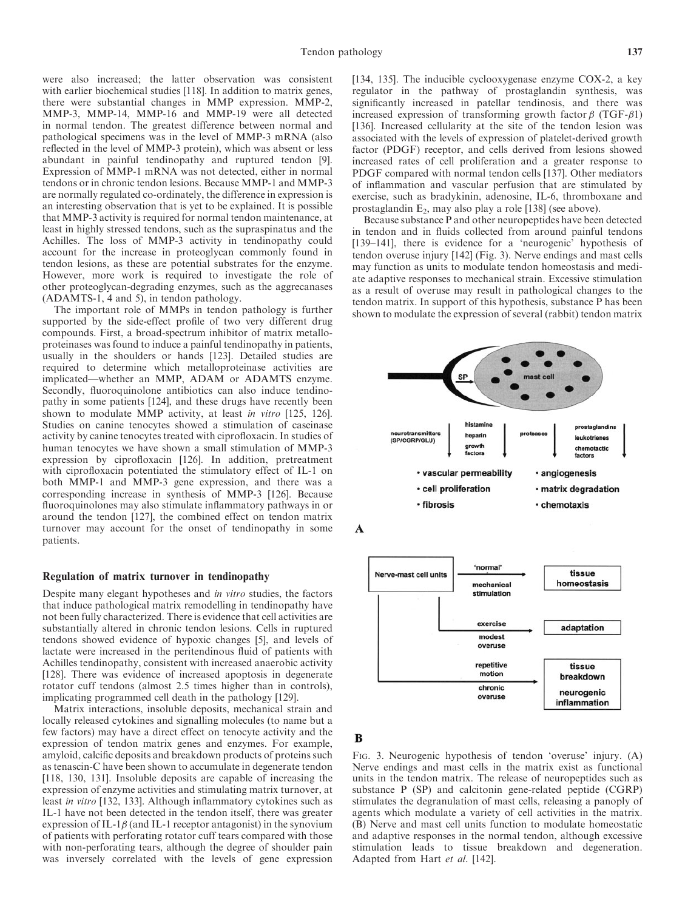were also increased; the latter observation was consistent with earlier biochemical studies [118]. In addition to matrix genes, there were substantial changes in MMP expression. MMP-2, MMP-3, MMP-14, MMP-16 and MMP-19 were all detected in normal tendon. The greatest difference between normal and pathological specimens was in the level of MMP-3 mRNA (also reflected in the level of MMP-3 protein), which was absent or less abundant in painful tendinopathy and ruptured tendon [9]. Expression of MMP-1 mRNA was not detected, either in normal tendons or in chronic tendon lesions. Because MMP-1 and MMP-3 are normally regulated co-ordinately, the difference in expression is an interesting observation that is yet to be explained. It is possible that MMP-3 activity is required for normal tendon maintenance, at least in highly stressed tendons, such as the supraspinatus and the Achilles. The loss of MMP-3 activity in tendinopathy could account for the increase in proteoglycan commonly found in tendon lesions, as these are potential substrates for the enzyme. However, more work is required to investigate the role of other proteoglycan-degrading enzymes, such as the aggrecanases (ADAMTS-1, 4 and 5), in tendon pathology.

The important role of MMPs in tendon pathology is further supported by the side-effect profile of two very different drug compounds. First, a broad-spectrum inhibitor of matrix metalloproteinases was found to induce a painful tendinopathy in patients, usually in the shoulders or hands [123]. Detailed studies are required to determine which metalloproteinase activities are implicated—whether an MMP, ADAM or ADAMTS enzyme. Secondly, fluoroquinolone antibiotics can also induce tendinopathy in some patients [124], and these drugs have recently been shown to modulate MMP activity, at least *in vitro* [125, 126]. Studies on canine tenocytes showed a stimulation of caseinase activity by canine tenocytes treated with ciprofloxacin. In studies of human tenocytes we have shown a small stimulation of MMP-3 expression by ciprofloxacin [126]. In addition, pretreatment with ciprofloxacin potentiated the stimulatory effect of IL-1 on both MMP-1 and MMP-3 gene expression, and there was a corresponding increase in synthesis of MMP-3 [126]. Because fluoroquinolones may also stimulate inflammatory pathways in or around the tendon [127], the combined effect on tendon matrix turnover may account for the onset of tendinopathy in some patients.

## Regulation of matrix turnover in tendinopathy

Despite many elegant hypotheses and *in vitro* studies, the factors that induce pathological matrix remodelling in tendinopathy have not been fully characterized. There is evidence that cell activities are substantially altered in chronic tendon lesions. Cells in ruptured tendons showed evidence of hypoxic changes [5], and levels of lactate were increased in the peritendinous fluid of patients with Achilles tendinopathy, consistent with increased anaerobic activity [128]. There was evidence of increased apoptosis in degenerate rotator cuff tendons (almost 2.5 times higher than in controls), implicating programmed cell death in the pathology [129].

Matrix interactions, insoluble deposits, mechanical strain and locally released cytokines and signalling molecules (to name but a few factors) may have a direct effect on tenocyte activity and the expression of tendon matrix genes and enzymes. For example, amyloid, calcific deposits and breakdown products of proteins such as tenascin-C have been shown to accumulate in degenerate tendon [118, 130, 131]. Insoluble deposits are capable of increasing the expression of enzyme activities and stimulating matrix turnover, at least *in vitro* [132, 133]. Although inflammatory cytokines such as IL-1 have not been detected in the tendon itself, there was greater expression of IL-1$\beta$ (and IL-1 receptor antagonist) in the synovium of patients with perforating rotator cuff tears compared with those with non-perforating tears, although the degree of shoulder pain was inversely correlated with the levels of gene expression [134, 135]. The inducible cyclooxygenase enzyme COX-2, a key regulator in the pathway of prostaglandin synthesis, was significantly increased in patellar tendinosis, and there was increased expression of transforming growth factor $\beta$ (TGF-$\beta$1) [136]. Increased cellularity at the site of the tendon lesion was associated with the levels of expression of platelet-derived growth factor (PDGF) receptor, and cells derived from lesions showed increased rates of cell proliferation and a greater response to PDGF compared with normal tendon cells [137]. Other mediators of inflammation and vascular perfusion that are stimulated by exercise, such as bradykinin, adenosine, IL-6, thromboxane and prostaglandin $E_2$, may also play a role [138] (see above).

Because substance P and other neuropeptides have been detected in tendon and in fluids collected from around painful tendons [139–141], there is evidence for a 'neurogenic' hypothesis of tendon overuse injury [142] (Fig. 3). Nerve endings and mast cells may function as units to modulate tendon homeostasis and mediate adaptive responses to mechanical strain. Excessive stimulation as a result of overuse may result in pathological changes to the tendon matrix. In support of this hypothesis, substance P has been shown to modulate the expression of several (rabbit) tendon matrix

Fig. 3. Neurogenic hypothesis of tendon 'overuse' injury. (A) Nerve endings and mast cells in the matrix exist as functional units in the tendon matrix. The release of neuropeptides such as substance P (SP) and calcitonin gene-related peptide (CGRP) stimulates the degranulation of mast cells, releasing a panoply of agents which modulate a variety of cell activities in the matrix. (B) Nerve and mast cell units function to modulate homeostatic and adaptive responses in the normal tendon, although excessive stimulation leads to tissue breakdown and degeneration. Adapted from Hart *et al.* [142].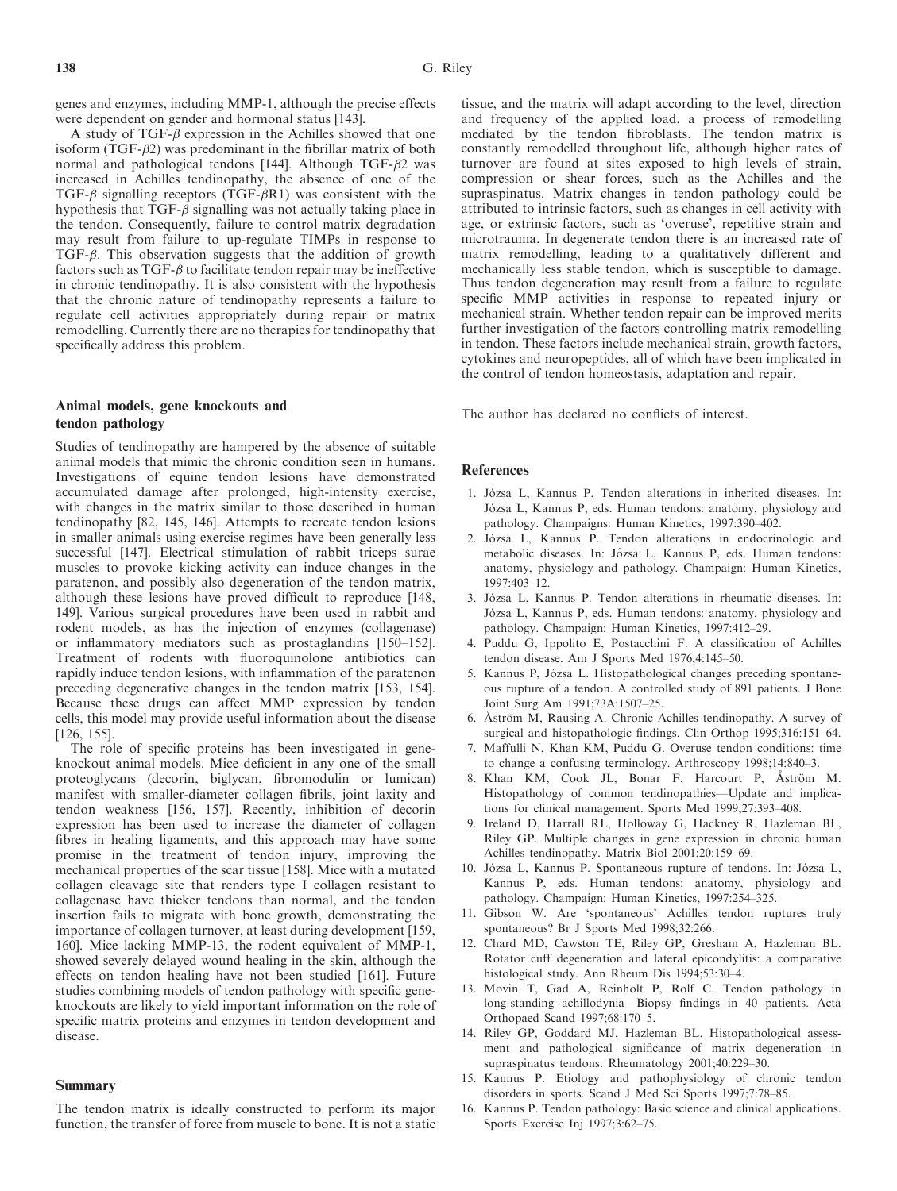genes and enzymes, including MMP-1, although the precise effects were dependent on gender and hormonal status [143].

A study of TGF-$\beta$ expression in the Achilles showed that one isoform (TGF-$\beta$2) was predominant in the fibrillar matrix of both normal and pathological tendons [144]. Although TGF-$\beta$2 was increased in Achilles tendinopathy, the absence of one of the TGF-$\beta$ signalling receptors (TGF-$\beta$R1) was consistent with the hypothesis that TGF-$\beta$ signalling was not actually taking place in the tendon. Consequently, failure to control matrix degradation may result from failure to up-regulate TIMPs in response to TGF-$\beta$. This observation suggests that the addition of growth factors such as TGF-$\beta$ to facilitate tendon repair may be ineffective in chronic tendinopathy. It is also consistent with the hypothesis that the chronic nature of tendinopathy represents a failure to regulate cell activities appropriately during repair or matrix remodelling. Currently there are no therapies for tendinopathy that specifically address this problem.

## Animal models, gene knockouts and tendon pathology

Studies of tendinopathy are hampered by the absence of suitable animal models that mimic the chronic condition seen in humans. Investigations of equine tendon lesions have demonstrated accumulated damage after prolonged, high-intensity exercise, with changes in the matrix similar to those described in human tendinopathy [82, 145, 146]. Attempts to recreate tendon lesions in smaller animals using exercise regimes have been generally less successful [147]. Electrical stimulation of rabbit triceps surae muscles to provoke kicking activity can induce changes in the paratenon, and possibly also degeneration of the tendon matrix, although these lesions have proved difficult to reproduce [148, 149]. Various surgical procedures have been used in rabbit and rodent models, as has the injection of enzymes (collagenase) or inflammatory mediators such as prostaglandins [150–152]. Treatment of rodents with fluoroquinolone antibiotics can rapidly induce tendon lesions, with inflammation of the paratenon preceding degenerative changes in the tendon matrix [153, 154]. Because these drugs can affect MMP expression by tendon cells, this model may provide useful information about the disease [126, 155].

The role of specific proteins has been investigated in gene-knockout animal models. Mice deficient in any one of the small proteoglycans (decorin, biglycan, fibromodulin or lumican) manifest with smaller-diameter collagen fibrils, joint laxity and tendon weakness [156, 157]. Recently, inhibition of decorin expression has been used to increase the diameter of collagen fibres in healing ligaments, and this approach may have some promise in the treatment of tendon injury, improving the mechanical properties of the scar tissue [158]. Mice with a mutated collagen cleavage site that renders type I collagen resistant to collagenase have thicker tendons than normal, and the tendon insertion fails to migrate with bone growth, demonstrating the importance of collagen turnover, at least during development [159, 160]. Mice lacking MMP-13, the rodent equivalent of MMP-1, showed severely delayed wound healing in the skin, although the effects on tendon healing have not been studied [161]. Future studies combining models of tendon pathology with specific gene-knockouts are likely to yield important information on the role of specific matrix proteins and enzymes in tendon development and disease.

## Summary

The tendon matrix is ideally constructed to perform its major function, the transfer of force from muscle to bone. It is not a static tissue, and the matrix will adapt according to the level, direction and frequency of the applied load, a process of remodelling mediated by the tendon fibroblasts. The tendon matrix is constantly remodelled throughout life, although higher rates of turnover are found at sites exposed to high levels of strain, compression or shear forces, such as the Achilles and the supraspinatus. Matrix changes in tendon pathology could be attributed to intrinsic factors, such as changes in cell activity with age, or extrinsic factors, such as 'overuse', repetitive strain and microtrauma. In degenerate tendon there is an increased rate of matrix remodelling, leading to a qualitatively different and mechanically less stable tendon, which is susceptible to damage. Thus tendon degeneration may result from a failure to regulate specific MMP activities in response to repeated injury or mechanical strain. Whether tendon repair can be improved merits further investigation of the factors controlling matrix remodelling in tendon. These factors include mechanical strain, growth factors, cytokines and neuropeptides, all of which have been implicated in the control of tendon homeostasis, adaptation and repair.

The author has declared no conflicts of interest.

## References

1. Józsa L, Kannus P. Tendon alterations in inherited diseases. In: Józsa L, Kannus P, eds. Human tendons: anatomy, physiology and pathology. Champaigns: Human Kinetics, 1997:390–402.
2. Józsa L, Kannus P. Tendon alterations in endocrinologic and metabolic diseases. In: Józsa L, Kannus P, eds. Human tendons: anatomy, physiology and pathology. Champaign: Human Kinetics, 1997:403–12.
3. Józsa L, Kannus P. Tendon alterations in rheumatic diseases. In: Józsa L, Kannus P, eds. Human tendons: anatomy, physiology and pathology. Champaign: Human Kinetics, 1997:412–29.
4. Puddu G, Ippolito E, Postacchini F. A classification of Achilles tendon disease. Am J Sports Med 1976;4:145–50.
5. Kannus P, Józsa L. Histopathological changes preceding spontaneous rupture of a tendon. A controlled study of 891 patients. J Bone Joint Surg Am 1991;73A:1507–25.
6. Åström M, Rausing A. Chronic Achilles tendinopathy. A survey of surgical and histopathologic findings. Clin Orthop 1995;316:151–64.
7. Maffulli N, Khan KM, Puddu G. Overuse tendon conditions: time to change a confusing terminology. Arthroscopy 1998;14:840–3.
8. Khan KM, Cook JL, Bonar F, Harcourt P, Åström M. Histopathology of common tendinopathies—Update and implications for clinical management. Sports Med 1999;27:393–408.
9. Ireland D, Harrall RL, Holloway G, Hackney R, Hazleman BL, Riley GP. Multiple changes in gene expression in chronic human Achilles tendinopathy. Matrix Biol 2001;20:159–69.
10. Józsa L, Kannus P. Spontaneous rupture of tendons. In: Józsa L, Kannus P, eds. Human tendons: anatomy, physiology and pathology. Champaign: Human Kinetics, 1997:254–325.
11. Gibson W. Are 'spontaneous' Achilles tendon ruptures truly spontaneous? Br J Sports Med 1998;32:266.
12. Chard MD, Cawston TE, Riley GP, Gresham A, Hazleman BL. Rotator cuff degeneration and lateral epicondylitis: a comparative histological study. Ann Rheum Dis 1994;53:30–4.
13. Movin T, Gad A, Reinholt P, Rolf C. Tendon pathology in long-standing achillodynia—Biopsy findings in 40 patients. Acta Orthopaed Scand 1997;68:170–5.
14. Riley GP, Goddard MJ, Hazleman BL. Histopathological assessment and pathological significance of matrix degeneration in supraspinatus tendons. Rheumatology 2001;40:229–30.
15. Kannus P. Etiology and pathophysiology of chronic tendon disorders in sports. Scand J Med Sci Sports 1997;7:78–85.
16. Kannus P. Tendon pathology: Basic science and clinical applications. Sports Exercise Inj 1997;3:62–75.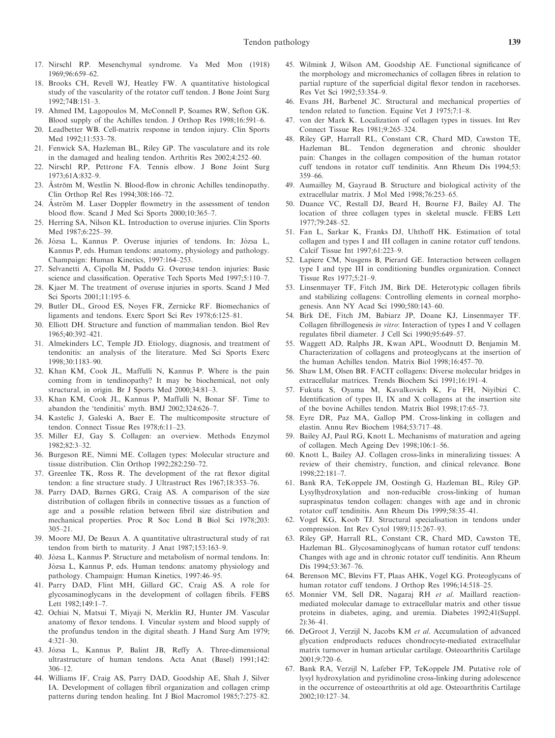17. Nirschl RP. Mesenchymal syndrome. Va Med Mon (1918) 1969;96:659–62.
18. Brooks CH, Revell WJ, Heatley FW. A quantitative histological study of the vascularity of the rotator cuff tendon. J Bone Joint Surg 1992;74B:151–3.
19. Ahmed IM, Lagopoulos M, McConnell P, Soames RW, Sefton GK. Blood supply of the Achilles tendon. J Orthop Res 1998;16:591–6.
20. Leadbetter WB. Cell-matrix response in tendon injury. Clin Sports Med 1992;11:533–78.
21. Fenwick SA, Hazleman BL, Riley GP. The vasculature and its role in the damaged and healing tendon. Arthritis Res 2002;4:252–60.
22. Nirschl RP, Pettrone FA. Tennis elbow. J Bone Joint Surg 1973;61A:832–9.
23. Åström M, Westlin N. Blood-flow in chronic Achilles tendinopathy. Clin Orthop Rel Res 1994;308:166–72.
24. Åström M. Laser Doppler flowmetry in the assessment of tendon blood flow. Scand J Med Sci Sports 2000;10:365–7.
25. Herring SA, Nilson KL. Introduction to overuse injuries. Clin Sports Med 1987;6:225–39.
26. Józsa L, Kannus P. Overuse injuries of tendons. In: Józsa L, Kannus P, eds. Human tendons: anatomy, physiology and pathology. Champaign: Human Kinetics, 1997:164–253.
27. Selvanetti A, Cipolla M, Puddu G. Overuse tendon injuries: Basic science and classification. Operative Tech Sports Med 1997;5:110–7.
28. Kjaer M. The treatment of overuse injuries in sports. Scand J Med Sci Sports 2001;11:195–6.
29. Butler DL, Grood ES, Noyes FR, Zernicke RF. Biomechanics of ligaments and tendons. Exerc Sport Sci Rev 1978;6:125–81.
30. Elliott DH. Structure and function of mammalian tendon. Biol Rev 1965;40:392–421.
31. Almekinders LC, Temple JD. Etiology, diagnosis, and treatment of tendonitis: an analysis of the literature. Med Sci Sports Exerc 1998;30:1183–90.
32. Khan KM, Cook JL, Maffulli N, Kannus P. Where is the pain coming from in tendinopathy? It may be biochemical, not only structural, in origin. Br J Sports Med 2000;34:81–3.
33. Khan KM, Cook JL, Kannus P, Maffulli N, Bonar SF. Time to abandon the 'tendinitis' myth. BMJ 2002;324:626–7.
34. Kastelic J, Galeski A, Baer E. The multicomposite structure of tendon. Connect Tissue Res 1978;6:11–23.
35. Miller EJ, Gay S. Collagen: an overview. Methods Enzymol 1982;82:3–32.
36. Burgeson RE, Nimni ME. Collagen types: Molecular structure and tissue distribution. Clin Orthop 1992;282:250–72.
37. Greenlee TK, Ross R. The development of the rat flexor digital tendon: a fine structure study. J Ultrastruct Res 1967;18:353–76.
38. Parry DAD, Barnes GRG, Craig AS. A comparison of the size distribution of collagen fibrils in connective tissues as a function of age and a possible relation between fibril size distribution and mechanical properties. Proc R Soc Lond B Biol Sci 1978;203: 305–21.
39. Moore MJ, De Beaux A. A quantitative ultrastructural study of rat tendon from birth to maturity. J Anat 1987;153:163–9.
40. Józsa L, Kannus P. Structure and metabolism of normal tendons. In: Józsa L, Kannus P, eds. Human tendons: anatomy physiology and pathology. Champaign: Human Kinetics, 1997:46–95.
41. Parry DAD, Flint MH, Gillard GC, Craig AS. A role for glycosaminoglycans in the development of collagen fibrils. FEBS Lett 1982;149:1–7.
42. Ochiai N, Matsui T, Miyaji N, Merklin RJ, Hunter JM. Vascular anatomy of flexor tendons. I. Vincular system and blood supply of the profundus tendon in the digital sheath. J Hand Surg Am 1979; 4:321–30.
43. Józsa L, Kannus P, Balint JB, Reffy A. Three-dimensional ultrastructure of human tendons. Acta Anat (Basel) 1991;142: 306–12.
44. Williams IF, Craig AS, Parry DAD, Goodship AE, Shah J, Silver IA. Development of collagen fibril organization and collagen crimp patterns during tendon healing. Int J Biol Macromol 1985;7:275–82.
45. Wilmink J, Wilson AM, Goodship AE. Functional significance of the morphology and micromechanics of collagen fibres in relation to partial rupture of the superficial digital flexor tendon in racehorses. Res Vet Sci 1992;53:354–9.
46. Evans JH, Barbenel JC. Structural and mechanical properties of tendon related to function. Equine Vet J 1975;7:1–8.
47. von der Mark K. Localization of collagen types in tissues. Int Rev Connect Tissue Res 1981;9:265–324.
48. Riley GP, Harrall RL, Constant CR, Chard MD, Cawston TE, Hazleman BL. Tendon degeneration and chronic shoulder pain: Changes in the collagen composition of the human rotator cuff tendons in rotator cuff tendinitis. Ann Rheum Dis 1994;53: 359–66.
49. Aumailley M, Gayraud B. Structure and biological activity of the extracellular matrix. J Mol Med 1998;76:253–65.
50. Duance VC, Restall DJ, Beard H, Bourne FJ, Bailey AJ. The location of three collagen types in skeletal muscle. FEBS Lett 1977;79:248–52.
51. Fan L, Sarkar K, Franks DJ, Uhthoff HK. Estimation of total collagen and types I and III collagen in canine rotator cuff tendons. Calcif Tissue Int 1997;61:223–9.
52. Lapiere CM, Nusgens B, Pierard GE. Interaction between collagen type I and type III in conditioning bundles organization. Connect Tissue Res 1977;5:21–9.
53. Linsenmayer TF, Fitch JM, Birk DE. Heterotypic collagen fibrils and stabilizing collagens: Controlling elements in corneal morphogenesis. Ann NY Acad Sci 1990;580:143–60.
54. Birk DE, Fitch JM, Babiarz JP, Doane KJ, Linsenmayer TF. Collagen fibrillogenesis *in vitro*: Interaction of types I and V collagen regulates fibril diameter. J Cell Sci 1990;95:649–57.
55. Waggett AD, Ralphs JR, Kwan APL, Woodnutt D, Benjamin M. Characterization of collagens and proteoglycans at the insertion of the human Achilles tendon. Matrix Biol 1998;16:457–70.
56. Shaw LM, Olsen BR. FACIT collagens: Diverse molecular bridges in extracellular matrices. Trends Biochem Sci 1991;16:191–4.
57. Fukuta S, Oyama M, Kavalkovich K, Fu FH, Niyibizi C. Identification of types II, IX and X collagens at the insertion site of the bovine Achilles tendon. Matrix Biol 1998;17:65–73.
58. Eyre DR, Paz MA, Gallop PM. Cross-linking in collagen and elastin. Annu Rev Biochem 1984;53:717–48.
59. Bailey AJ, Paul RG, Knott L. Mechanisms of maturation and ageing of collagen. Mech Ageing Dev 1998;106:1–56.
60. Knott L, Bailey AJ. Collagen cross-links in mineralizing tissues: A review of their chemistry, function, and clinical relevance. Bone 1998;22:181–7.
61. Bank RA, TeKoppele JM, Oostingh G, Hazleman BL, Riley GP. Lysylhydroxylation and non-reducible cross-linking of human supraspinatus tendon collagen: changes with age and in chronic rotator cuff tendinitis. Ann Rheum Dis 1999;58:35–41.
62. Vogel KG, Koob TJ. Structural specialisation in tendons under compression. Int Rev Cytol 1989;115:267–93.
63. Riley GP, Harrall RL, Constant CR, Chard MD, Cawston TE, Hazleman BL. Glycosaminoglycans of human rotator cuff tendons: Changes with age and in chronic rotator cuff tendinitis. Ann Rheum Dis 1994;53:367–76.
64. Berenson MC, Blevins FT, Plaas AHK, Vogel KG. Proteoglycans of human rotator cuff tendons. J Orthop Res 1996;14:518–25.
65. Monnier VM, Sell DR, Nagaraj RH *et al*. Maillard reaction-mediated molecular damage to extracellular matrix and other tissue proteins in diabetes, aging, and uremia. Diabetes 1992;41(Suppl. 2):36–41.
66. DeGroot J, Verzijl N, Jacobs KM *et al*. Accumulation of advanced glycation endproducts reduces chondrocyte-mediated extracellular matrix turnover in human articular cartilage. Osteoarthritis Cartilage 2001;9:720–6.
67. Bank RA, Verzijl N, Lafeber FP, TeKoppele JM. Putative role of lysyl hydroxylation and pyridinoline cross-linking during adolescence in the occurrence of osteoarthritis at old age. Osteoarthritis Cartilage 2002;10:127–34.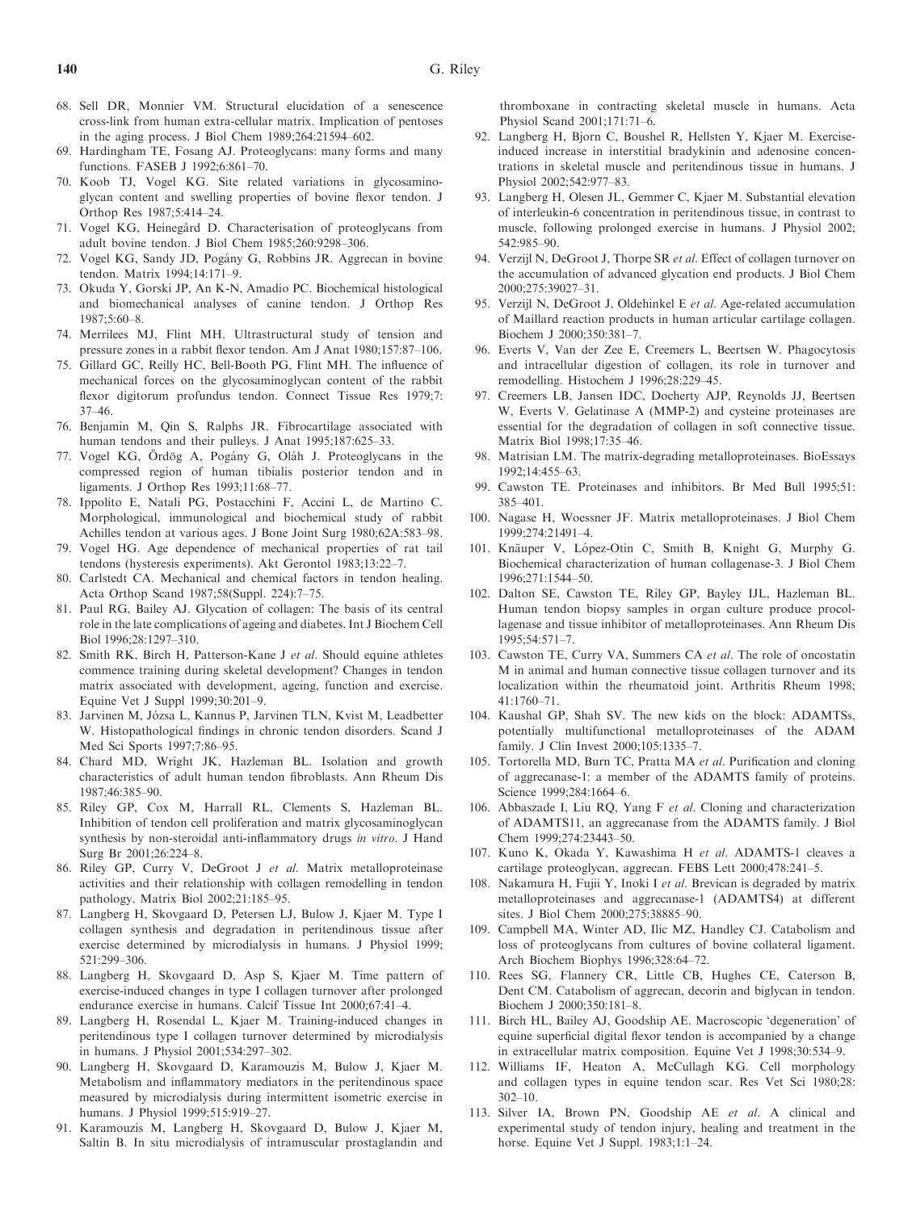68. Sell DR, Monnier VM. Structural elucidation of a senescence cross-link from human extra-cellular matrix. Implication of pentoses in the aging process. J Biol Chem 1989;264:21594–602.
69. Hardingham TE, Fosang AJ. Proteoglycans: many forms and many functions. FASEB J 1992;6:861–70.
70. Koob TJ, Vogel KG. Site related variations in glycosaminoglycan content and swelling properties of bovine flexor tendon. J Orthop Res 1987;5:414–24.
71. Vogel KG, Heinegård D. Characterisation of proteoglycans from adult bovine tendon. J Biol Chem 1985;260:9298–306.
72. Vogel KG, Sandy JD, Pogány G, Robbins JR. Aggrecan in bovine tendon. Matrix 1994;14:171–9.
73. Okuda Y, Gorski JP, An K-N, Amadio PC. Biochemical histological and biomechanical analyses of canine tendon. J Orthop Res 1987;5:60–8.
74. Merrilees MJ, Flint MH. Ultrastructural study of tension and pressure zones in a rabbit flexor tendon. Am J Anat 1980;157:87–106.
75. Gillard GC, Reilly HC, Bell-Booth PG, Flint MH. The influence of mechanical forces on the glycosaminoglycan content of the rabbit flexor digitorum profundus tendon. Connect Tissue Res 1979;7:37–46.
76. Benjamin M, Qin S, Ralphs JR. Fibrocartilage associated with human tendons and their pulleys. J Anat 1995;187:625–33.
77. Vogel KG, Ördög A, Pogány G, Oláh J. Proteoglycans in the compressed region of human tibialis posterior tendon and in ligaments. J Orthop Res 1993;11:68–77.
78. Ippolito E, Natali PG, Postacchini F, Accini L, de Martino C. Morphological, immunological and biochemical study of rabbit Achilles tendon at various ages. J Bone Joint Surg 1980;62A:583–98.
79. Vogel HG. Age dependence of mechanical properties of rat tail tendons (hysteresis experiments). Akt Gerontol 1983;13:22–7.
80. Carlstedt CA. Mechanical and chemical factors in tendon healing. Acta Orthop Scand 1987;58(Suppl. 224):7–75.
81. Paul RG, Bailey AJ. Glycation of collagen: The basis of its central role in the late complications of ageing and diabetes. Int J Biochem Cell Biol 1996;28:1297–310.
82. Smith RK, Birch H, Patterson-Kane J *et al*. Should equine athletes commence training during skeletal development? Changes in tendon matrix associated with development, ageing, function and exercise. Equine Vet J Suppl 1999;30:201–9.
83. Jarvinen M, Józsa L, Kannus P, Jarvinen TLN, Kvist M, Leadbetter W. Histopathological findings in chronic tendon disorders. Scand J Med Sci Sports 1997;7:86–95.
84. Chard MD, Wright JK, Hazleman BL. Isolation and growth characteristics of adult human tendon fibroblasts. Ann Rheum Dis 1987;46:385–90.
85. Riley GP, Cox M, Harrall RL, Clements S, Hazleman BL. Inhibition of tendon cell proliferation and matrix glycosaminoglycan synthesis by non-steroidal anti-inflammatory drugs *in vitro*. J Hand Surg Br 2001;26:224–8.
86. Riley GP, Curry V, DeGroot J *et al*. Matrix metalloproteinase activities and their relationship with collagen remodelling in tendon pathology. Matrix Biol 2002;21:185–95.
87. Langberg H, Skovgaard D, Petersen LJ, Bulow J, Kjaer M. Type I collagen synthesis and degradation in peritendinous tissue after exercise determined by microdialysis in humans. J Physiol 1999; 521:299–306.
88. Langberg H, Skovgaard D, Asp S, Kjaer M. Time pattern of exercise-induced changes in type I collagen turnover after prolonged endurance exercise in humans. Calcif Tissue Int 2000;67:41–4.
89. Langberg H, Rosendal L, Kjaer M. Training-induced changes in peritendinous type I collagen turnover determined by microdialysis in humans. J Physiol 2001;534:297–302.
90. Langberg H, Skovgaard D, Karamouzis M, Bulow J, Kjaer M. Metabolism and inflammatory mediators in the peritendinous space measured by microdialysis during intermittent isometric exercise in humans. J Physiol 1999;515:919–27.
91. Karamouzis M, Langberg H, Skovgaard D, Bulow J, Kjaer M, Saltin B. In situ microdialysis of intramuscular prostaglandin and thromboxane in contracting skeletal muscle in humans. Acta Physiol Scand 2001;171:71–6.
92. Langberg H, Bjorn C, Boushel R, Hellsten Y, Kjaer M. Exercise-induced increase in interstitial bradykinin and adenosine concentrations in skeletal muscle and peritendinous tissue in humans. J Physiol 2002;542:977–83.
93. Langberg H, Olesen JL, Gemmer C, Kjaer M. Substantial elevation of interleukin-6 concentration in peritendinous tissue, in contrast to muscle, following prolonged exercise in humans. J Physiol 2002; 542:985–90.
94. Verzijl N, DeGroot J, Thorpe SR *et al*. Effect of collagen turnover on the accumulation of advanced glycation end products. J Biol Chem 2000;275:39027–31.
95. Verzijl N, DeGroot J, Oldehinkel E *et al*. Age-related accumulation of Maillard reaction products in human articular cartilage collagen. Biochem J 2000;350:381–7.
96. Everts V, Van der Zee E, Creemers L, Beertsen W. Phagocytosis and intracellular digestion of collagen, its role in turnover and remodelling. Histochem J 1996;28:229–45.
97. Creemers LB, Jansen IDC, Docherty AJP, Reynolds JJ, Beertsen W, Everts V. Gelatinase A (MMP-2) and cysteine proteinases are essential for the degradation of collagen in soft connective tissue. Matrix Biol 1998;17:35–46.
98. Matrisian LM. The matrix-degrading metalloproteinases. BioEssays 1992;14:455–63.
99. Cawston TE. Proteinases and inhibitors. Br Med Bull 1995;51: 385–401.
100. Nagase H, Woessner JF. Matrix metalloproteinases. J Biol Chem 1999;274:21491–4.
101. Knäuper V, López-Otin C, Smith B, Knight G, Murphy G. Biochemical characterization of human collagenase-3. J Biol Chem 1996;271:1544–50.
102. Dalton SE, Cawston TE, Riley GP, Bayley IJL, Hazleman BL. Human tendon biopsy samples in organ culture produce procollagenase and tissue inhibitor of metalloproteinases. Ann Rheum Dis 1995;54:571–7.
103. Cawston TE, Curry VA, Summers CA *et al*. The role of oncostatin M in animal and human connective tissue collagen turnover and its localization within the rheumatoid joint. Arthritis Rheum 1998; 41:1760–71.
104. Kaushal GP, Shah SV. The new kids on the block: ADAMTSs, potentially multifunctional metalloproteinases of the ADAM family. J Clin Invest 2000;105:1335–7.
105. Tortorella MD, Burn TC, Pratta MA *et al*. Purification and cloning of aggrecanase-1: a member of the ADAMTS family of proteins. Science 1999;284:1664–6.
106. Abbaszade I, Liu RQ, Yang F *et al*. Cloning and characterization of ADAMTS11, an aggrecanase from the ADAMTS family. J Biol Chem 1999;274:23443–50.
107. Kuno K, Okada Y, Kawashima H *et al*. ADAMTS-1 cleaves a cartilage proteoglycan, aggrecan. FEBS Lett 2000;478:241–5.
108. Nakamura H, Fujii Y, Inoki I *et al*. Brevican is degraded by matrix metalloproteinases and aggrecanase-1 (ADAMTS4) at different sites. J Biol Chem 2000;275:38885–90.
109. Campbell MA, Winter AD, Ilic MZ, Handley CJ. Catabolism and loss of proteoglycans from cultures of bovine collateral ligament. Arch Biochem Biophys 1996;328:64–72.
110. Rees SG, Flannery CR, Little CB, Hughes CE, Caterson B, Dent CM. Catabolism of aggrecan, decorin and biglycan in tendon. Biochem J 2000;350:181–8.
111. Birch HL, Bailey AJ, Goodship AE. Macroscopic 'degeneration' of equine superficial digital flexor tendon is accompanied by a change in extracellular matrix composition. Equine Vet J 1998;30:534–9.
112. Williams IF, Heaton A, McCullagh KG. Cell morphology and collagen types in equine tendon scar. Res Vet Sci 1980;28: 302–10.
113. Silver IA, Brown PN, Goodship AE *et al*. A clinical and experimental study of tendon injury, healing and treatment in the horse. Equine Vet J Suppl. 1983;1:1–24.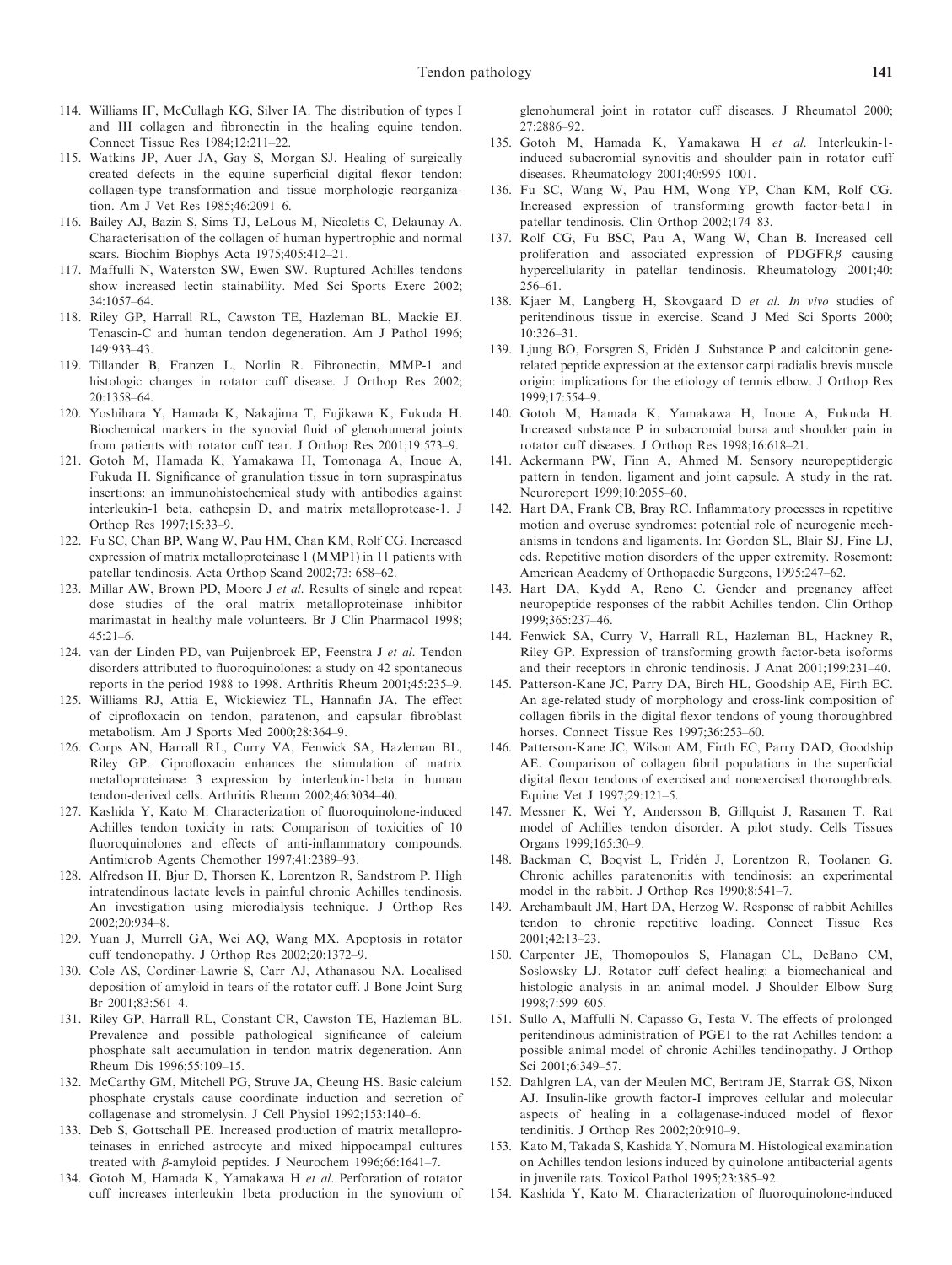114. Williams IF, McCullagh KG, Silver IA. The distribution of types I and III collagen and fibronectin in the healing equine tendon. Connect Tissue Res 1984;12:211–22.
115. Watkins JP, Auer JA, Gay S, Morgan SJ. Healing of surgically created defects in the equine superficial digital flexor tendon: collagen-type transformation and tissue morphologic reorganization. Am J Vet Res 1985;46:2091–6.
116. Bailey AJ, Bazin S, Sims TJ, LeLous M, Nicoletis C, Delaunay A. Characterisation of the collagen of human hypertrophic and normal scars. Biochim Biophys Acta 1975;405:412–21.
117. Maffulli N, Waterston SW, Ewen SW. Ruptured Achilles tendons show increased lectin stainability. Med Sci Sports Exerc 2002; 34:1057–64.
118. Riley GP, Harrall RL, Cawston TE, Hazleman BL, Mackie EJ. Tenascin-C and human tendon degeneration. Am J Pathol 1996; 149:933–43.
119. Tillander B, Franzen L, Norlin R. Fibronectin, MMP-1 and histologic changes in rotator cuff disease. J Orthop Res 2002; 20:1358–64.
120. Yoshihara Y, Hamada K, Nakajima T, Fujikawa K, Fukuda H. Biochemical markers in the synovial fluid of glenohumeral joints from patients with rotator cuff tear. J Orthop Res 2001;19:573–9.
121. Gotoh M, Hamada K, Yamakawa H, Tomonaga A, Inoue A, Fukuda H. Significance of granulation tissue in torn supraspinatus insertions: an immunohistochemical study with antibodies against interleukin-1 beta, cathepsin D, and matrix metalloprotease-1. J Orthop Res 1997;15:33–9.
122. Fu SC, Chan BP, Wang W, Pau HM, Chan KM, Rolf CG. Increased expression of matrix metalloproteinase 1 (MMP1) in 11 patients with patellar tendinosis. Acta Orthop Scand 2002;73: 658–62.
123. Millar AW, Brown PD, Moore J *et al*. Results of single and repeat dose studies of the oral matrix metalloproteinase inhibitor marimastat in healthy male volunteers. Br J Clin Pharmacol 1998; 45:21–6.
124. van der Linden PD, van Puijenbroek EP, Feenstra J *et al*. Tendon disorders attributed to fluoroquinolones: a study on 42 spontaneous reports in the period 1988 to 1998. Arthritis Rheum 2001;45:235–9.
125. Williams RJ, Attia E, Wickiewicz TL, Hannafin JA. The effect of ciprofloxacin on tendon, paratenon, and capsular fibroblast metabolism. Am J Sports Med 2000;28:364–9.
126. Corps AN, Harrall RL, Curry VA, Fenwick SA, Hazleman BL, Riley GP. Ciprofloxacin enhances the stimulation of matrix metalloproteinase 3 expression by interleukin-1beta in human tendon-derived cells. Arthritis Rheum 2002;46:3034–40.
127. Kashida Y, Kato M. Characterization of fluoroquinolone-induced Achilles tendon toxicity in rats: Comparison of toxicities of 10 fluoroquinolones and effects of anti-inflammatory compounds. Antimicrob Agents Chemother 1997;41:2389–93.
128. Alfredson H, Bjur D, Thorsen K, Lorentzon R, Sandstrom P. High intratendinous lactate levels in painful chronic Achilles tendinosis. An investigation using microdialysis technique. J Orthop Res 2002;20:934–8.
129. Yuan J, Murrell GA, Wei AQ, Wang MX. Apoptosis in rotator cuff tendonopathy. J Orthop Res 2002;20:1372–9.
130. Cole AS, Cordiner-Lawrie S, Carr AJ, Athanasou NA. Localised deposition of amyloid in tears of the rotator cuff. J Bone Joint Surg Br 2001;83:561–4.
131. Riley GP, Harrall RL, Constant CR, Cawston TE, Hazleman BL. Prevalence and possible pathological significance of calcium phosphate salt accumulation in tendon matrix degeneration. Ann Rheum Dis 1996;55:109–15.
132. McCarthy GM, Mitchell PG, Struve JA, Cheung HS. Basic calcium phosphate crystals cause coordinate induction and secretion of collagenase and stromelysin. J Cell Physiol 1992;153:140–6.
133. Deb S, Gottschall PE. Increased production of matrix metalloproteinases in enriched astrocyte and mixed hippocampal cultures treated with β-amyloid peptides. J Neurochem 1996;66:1641–7.
134. Gotoh M, Hamada K, Yamakawa H *et al*. Perforation of rotator cuff increases interleukin 1beta production in the synovium of glenohumeral joint in rotator cuff diseases. J Rheumatol 2000; 27:2886–92.
135. Gotoh M, Hamada K, Yamakawa H *et al*. Interleukin-1-induced subacromial synovitis and shoulder pain in rotator cuff diseases. Rheumatology 2001;40:995–1001.
136. Fu SC, Wang W, Pau HM, Wong YP, Chan KM, Rolf CG. Increased expression of transforming growth factor-beta1 in patellar tendinosis. Clin Orthop 2002;174–83.
137. Rolf CG, Fu BSC, Pau A, Wang W, Chan B. Increased cell proliferation and associated expression of PDGFRβ causing hypercellularity in patellar tendinosis. Rheumatology 2001;40: 256–61.
138. Kjaer M, Langberg H, Skovgaard D *et al*. *In vivo* studies of peritendinous tissue in exercise. Scand J Med Sci Sports 2000; 10:326–31.
139. Ljung BO, Forsgren S, Fridén J. Substance P and calcitonin gene-related peptide expression at the extensor carpi radialis brevis muscle origin: implications for the etiology of tennis elbow. J Orthop Res 1999;17:554–9.
140. Gotoh M, Hamada K, Yamakawa H, Inoue A, Fukuda H. Increased substance P in subacromial bursa and shoulder pain in rotator cuff diseases. J Orthop Res 1998;16:618–21.
141. Ackermann PW, Finn A, Ahmed M. Sensory neuropeptidergic pattern in tendon, ligament and joint capsule. A study in the rat. Neuroreport 1999;10:2055–60.
142. Hart DA, Frank CB, Bray RC. Inflammatory processes in repetitive motion and overuse syndromes: potential role of neurogenic mechanisms in tendons and ligaments. In: Gordon SL, Blair SJ, Fine LJ, eds. Repetitive motion disorders of the upper extremity. Rosemont: American Academy of Orthopaedic Surgeons, 1995:247–62.
143. Hart DA, Kydd A, Reno C. Gender and pregnancy affect neuropeptide responses of the rabbit Achilles tendon. Clin Orthop 1999;365:237–46.
144. Fenwick SA, Curry V, Harrall RL, Hazleman BL, Hackney R, Riley GP. Expression of transforming growth factor-beta isoforms and their receptors in chronic tendinosis. J Anat 2001;199:231–40.
145. Patterson-Kane JC, Parry DA, Birch HL, Goodship AE, Firth EC. An age-related study of morphology and cross-link composition of collagen fibrils in the digital flexor tendons of young thoroughbred horses. Connect Tissue Res 1997;36:253–60.
146. Patterson-Kane JC, Wilson AM, Firth EC, Parry DAD, Goodship AE. Comparison of collagen fibril populations in the superficial digital flexor tendons of exercised and nonexercised thoroughbreds. Equine Vet J 1997;29:121–5.
147. Messner K, Wei Y, Andersson B, Gillquist J, Rasanen T. Rat model of Achilles tendon disorder. A pilot study. Cells Tissues Organs 1999;165:30–9.
148. Backman C, Boqvist L, Fridén J, Lorentzon R, Toolanen G. Chronic achilles paratenonitis with tendinosis: an experimental model in the rabbit. J Orthop Res 1990;8:541–7.
149. Archambault JM, Hart DA, Herzog W. Response of rabbit Achilles tendon to chronic repetitive loading. Connect Tissue Res 2001;42:13–23.
150. Carpenter JE, Thomopoulos S, Flanagan CL, DeBano CM, Soslowsky LJ. Rotator cuff defect healing: a biomechanical and histologic analysis in an animal model. J Shoulder Elbow Surg 1998;7:599–605.
151. Sullo A, Maffulli N, Capasso G, Testa V. The effects of prolonged peritendinous administration of PGE1 to the rat Achilles tendon: a possible animal model of chronic Achilles tendinopathy. J Orthop Sci 2001;6:349–57.
152. Dahlgren LA, van der Meulen MC, Bertram JE, Starrak GS, Nixon AJ. Insulin-like growth factor-I improves cellular and molecular aspects of healing in a collagenase-induced model of flexor tendinitis. J Orthop Res 2002;20:910–9.
153. Kato M, Takada S, Kashida Y, Nomura M. Histological examination on Achilles tendon lesions induced by quinolone antibacterial agents in juvenile rats. Toxicol Pathol 1995;23:385–92.
154. Kashida Y, Kato M. Characterization of fluoroquinolone-induced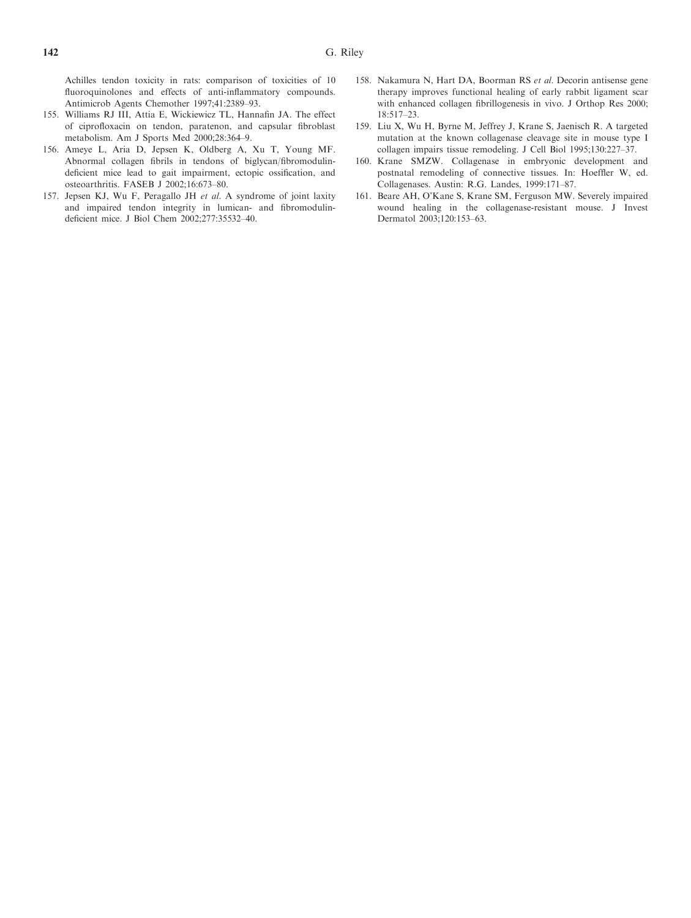Achilles tendon toxicity in rats: comparison of toxicities of 10 fluoroquinolones and effects of anti-inflammatory compounds. Antimicrob Agents Chemother 1997;41:2389–93.

155. Williams RJ III, Attia E, Wickiewicz TL, Hannafin JA. The effect of ciprofloxacin on tendon, paratenon, and capsular fibroblast metabolism. Am J Sports Med 2000;28:364–9.
156. Ameye L, Aria D, Jepsen K, Oldberg A, Xu T, Young MF. Abnormal collagen fibrils in tendons of biglycan/fibromodulin-deficient mice lead to gait impairment, ectopic ossification, and osteoarthritis. FASEB J 2002;16:673–80.
157. Jepsen KJ, Wu F, Peragallo JH *et al*. A syndrome of joint laxity and impaired tendon integrity in lumican- and fibromodulin-deficient mice. J Biol Chem 2002;277:35532–40.
158. Nakamura N, Hart DA, Boorman RS *et al*. Decorin antisense gene therapy improves functional healing of early rabbit ligament scar with enhanced collagen fibrillogenesis in vivo. J Orthop Res 2000; 18:517–23.
159. Liu X, Wu H, Byrne M, Jeffrey J, Krane S, Jaenisch R. A targeted mutation at the known collagenase cleavage site in mouse type I collagen impairs tissue remodeling. J Cell Biol 1995;130:227–37.
160. Krane SMZW. Collagenase in embryonic development and postnatal remodeling of connective tissues. In: Hoeffler W, ed. Collagenases. Austin: R.G. Landes, 1999:171–87.
161. Beare AH, O'Kane S, Krane SM, Ferguson MW. Severely impaired wound healing in the collagenase-resistant mouse. J Invest Dermatol 2003;120:153–63.